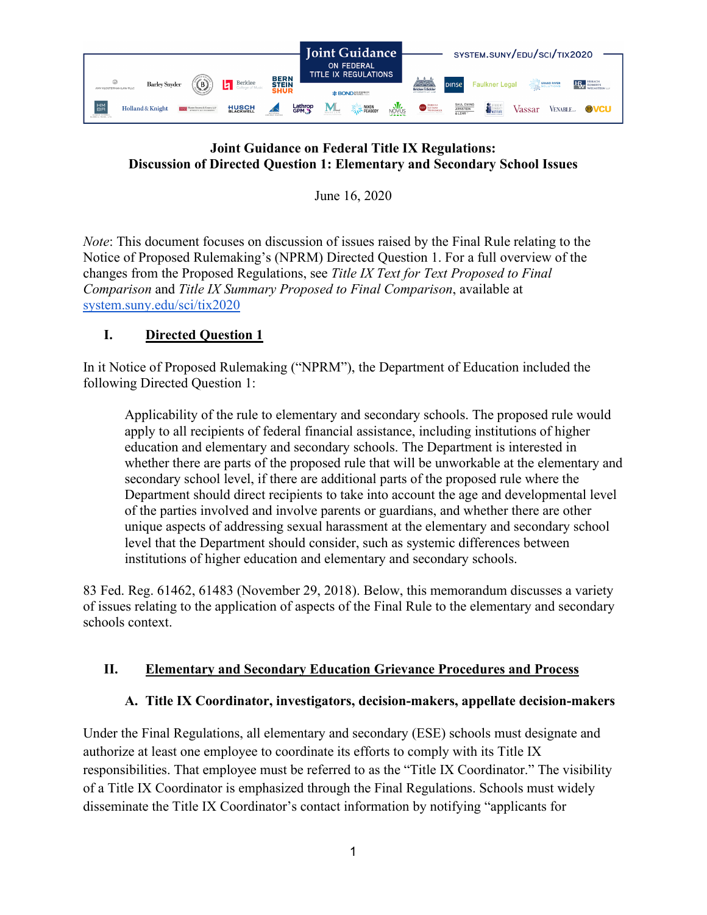Joint Guidance ON FEDERAL TITLE IX REGULATIONS

system.suny/edu/sci/tix2020

**Joint Guidance on Federal Title IX Regulations:**
**Discussion of Directed Question 1: Elementary and Secondary School Issues**

June 16, 2020

*Note*: This document focuses on discussion of issues raised by the Final Rule relating to the Notice of Proposed Rulemaking's (NPRM) Directed Question 1. For a full overview of the changes from the Proposed Regulations, see *Title IX Text for Text Proposed to Final Comparison* and *Title IX Summary Proposed to Final Comparison*, available at system.suny.edu/sci/tix2020

## I. Directed Question 1

In it Notice of Proposed Rulemaking ("NPRM"), the Department of Education included the following Directed Question 1:

> Applicability of the rule to elementary and secondary schools. The proposed rule would apply to all recipients of federal financial assistance, including institutions of higher education and elementary and secondary schools. The Department is interested in whether there are parts of the proposed rule that will be unworkable at the elementary and secondary school level, if there are additional parts of the proposed rule where the Department should direct recipients to take into account the age and developmental level of the parties involved and involve parents or guardians, and whether there are other unique aspects of addressing sexual harassment at the elementary and secondary school level that the Department should consider, such as systemic differences between institutions of higher education and elementary and secondary schools.

83 Fed. Reg. 61462, 61483 (November 29, 2018). Below, this memorandum discusses a variety of issues relating to the application of aspects of the Final Rule to the elementary and secondary schools context.

## II. Elementary and Secondary Education Grievance Procedures and Process

### A. Title IX Coordinator, investigators, decision-makers, appellate decision-makers

Under the Final Regulations, all elementary and secondary (ESE) schools must designate and authorize at least one employee to coordinate its efforts to comply with its Title IX responsibilities. That employee must be referred to as the "Title IX Coordinator." The visibility of a Title IX Coordinator is emphasized through the Final Regulations. Schools must widely disseminate the Title IX Coordinator's contact information by notifying "applicants for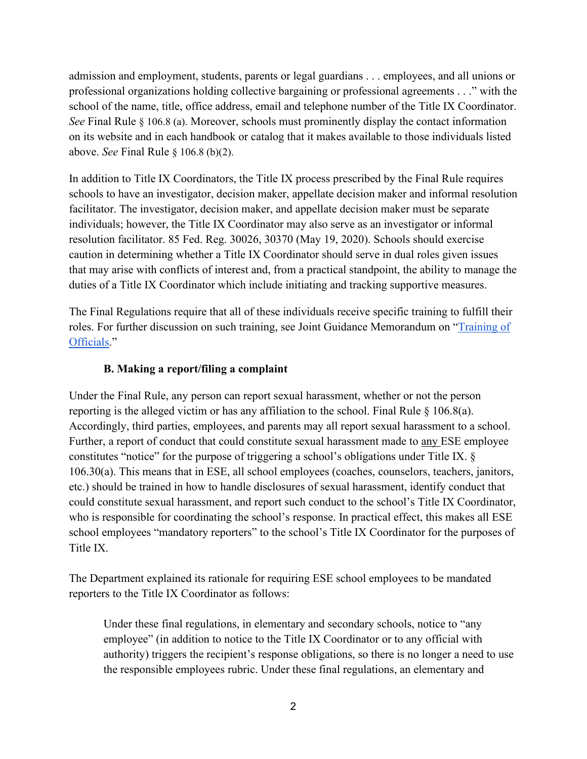admission and employment, students, parents or legal guardians . . . employees, and all unions or professional organizations holding collective bargaining or professional agreements . . ." with the school of the name, title, office address, email and telephone number of the Title IX Coordinator. *See* Final Rule § 106.8 (a). Moreover, schools must prominently display the contact information on its website and in each handbook or catalog that it makes available to those individuals listed above. *See* Final Rule § 106.8 (b)(2).

In addition to Title IX Coordinators, the Title IX process prescribed by the Final Rule requires schools to have an investigator, decision maker, appellate decision maker and informal resolution facilitator. The investigator, decision maker, and appellate decision maker must be separate individuals; however, the Title IX Coordinator may also serve as an investigator or informal resolution facilitator. 85 Fed. Reg. 30026, 30370 (May 19, 2020). Schools should exercise caution in determining whether a Title IX Coordinator should serve in dual roles given issues that may arise with conflicts of interest and, from a practical standpoint, the ability to manage the duties of a Title IX Coordinator which include initiating and tracking supportive measures.

The Final Regulations require that all of these individuals receive specific training to fulfill their roles. For further discussion on such training, see Joint Guidance Memorandum on "Training of Officials."

#### B. Making a report/filing a complaint

Under the Final Rule, any person can report sexual harassment, whether or not the person reporting is the alleged victim or has any affiliation to the school. Final Rule § 106.8(a). Accordingly, third parties, employees, and parents may all report sexual harassment to a school. Further, a report of conduct that could constitute sexual harassment made to <u>any</u> ESE employee constitutes "notice" for the purpose of triggering a school's obligations under Title IX. § 106.30(a). This means that in ESE, all school employees (coaches, counselors, teachers, janitors, etc.) should be trained in how to handle disclosures of sexual harassment, identify conduct that could constitute sexual harassment, and report such conduct to the school's Title IX Coordinator, who is responsible for coordinating the school's response. In practical effect, this makes all ESE school employees "mandatory reporters" to the school's Title IX Coordinator for the purposes of Title IX.

The Department explained its rationale for requiring ESE school employees to be mandated reporters to the Title IX Coordinator as follows:

> Under these final regulations, in elementary and secondary schools, notice to "any employee" (in addition to notice to the Title IX Coordinator or to any official with authority) triggers the recipient's response obligations, so there is no longer a need to use the responsible employees rubric. Under these final regulations, an elementary and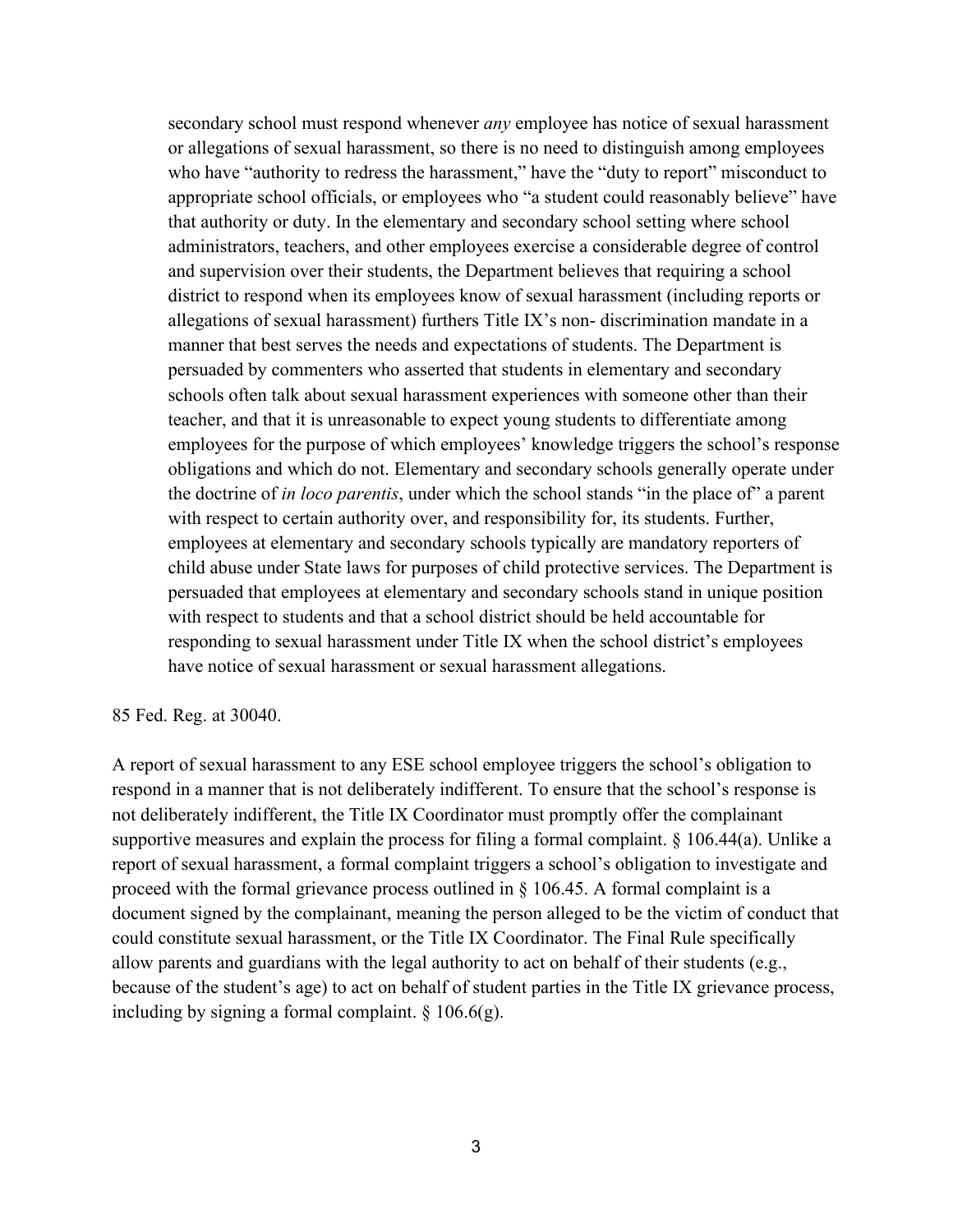> secondary school must respond whenever *any* employee has notice of sexual harassment or allegations of sexual harassment, so there is no need to distinguish among employees who have "authority to redress the harassment," have the "duty to report" misconduct to appropriate school officials, or employees who "a student could reasonably believe" have that authority or duty. In the elementary and secondary school setting where school administrators, teachers, and other employees exercise a considerable degree of control and supervision over their students, the Department believes that requiring a school district to respond when its employees know of sexual harassment (including reports or allegations of sexual harassment) furthers Title IX's non- discrimination mandate in a manner that best serves the needs and expectations of students. The Department is persuaded by commenters who asserted that students in elementary and secondary schools often talk about sexual harassment experiences with someone other than their teacher, and that it is unreasonable to expect young students to differentiate among employees for the purpose of which employees' knowledge triggers the school's response obligations and which do not. Elementary and secondary schools generally operate under the doctrine of *in loco parentis*, under which the school stands "in the place of" a parent with respect to certain authority over, and responsibility for, its students. Further, employees at elementary and secondary schools typically are mandatory reporters of child abuse under State laws for purposes of child protective services. The Department is persuaded that employees at elementary and secondary schools stand in unique position with respect to students and that a school district should be held accountable for responding to sexual harassment under Title IX when the school district's employees have notice of sexual harassment or sexual harassment allegations.

85 Fed. Reg. at 30040.

A report of sexual harassment to any ESE school employee triggers the school's obligation to respond in a manner that is not deliberately indifferent. To ensure that the school's response is not deliberately indifferent, the Title IX Coordinator must promptly offer the complainant supportive measures and explain the process for filing a formal complaint. § 106.44(a). Unlike a report of sexual harassment, a formal complaint triggers a school's obligation to investigate and proceed with the formal grievance process outlined in § 106.45. A formal complaint is a document signed by the complainant, meaning the person alleged to be the victim of conduct that could constitute sexual harassment, or the Title IX Coordinator. The Final Rule specifically allow parents and guardians with the legal authority to act on behalf of their students (e.g., because of the student's age) to act on behalf of student parties in the Title IX grievance process, including by signing a formal complaint. § 106.6(g).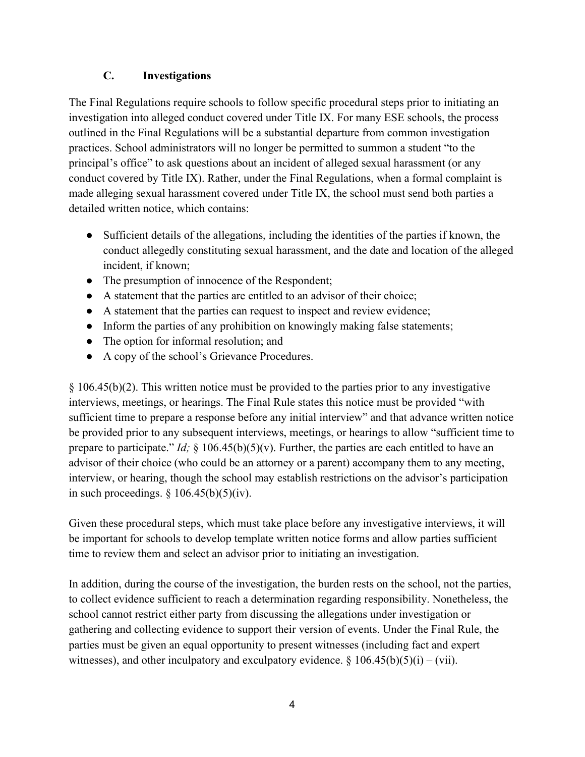### C. Investigations

The Final Regulations require schools to follow specific procedural steps prior to initiating an investigation into alleged conduct covered under Title IX. For many ESE schools, the process outlined in the Final Regulations will be a substantial departure from common investigation practices. School administrators will no longer be permitted to summon a student "to the principal's office" to ask questions about an incident of alleged sexual harassment (or any conduct covered by Title IX). Rather, under the Final Regulations, when a formal complaint is made alleging sexual harassment covered under Title IX, the school must send both parties a detailed written notice, which contains:

- Sufficient details of the allegations, including the identities of the parties if known, the conduct allegedly constituting sexual harassment, and the date and location of the alleged incident, if known;
- The presumption of innocence of the Respondent;
- A statement that the parties are entitled to an advisor of their choice;
- A statement that the parties can request to inspect and review evidence;
- Inform the parties of any prohibition on knowingly making false statements;
- The option for informal resolution; and
- A copy of the school's Grievance Procedures.

§ 106.45(b)(2). This written notice must be provided to the parties prior to any investigative interviews, meetings, or hearings. The Final Rule states this notice must be provided "with sufficient time to prepare a response before any initial interview" and that advance written notice be provided prior to any subsequent interviews, meetings, or hearings to allow "sufficient time to prepare to participate." *Id;* § 106.45(b)(5)(v). Further, the parties are each entitled to have an advisor of their choice (who could be an attorney or a parent) accompany them to any meeting, interview, or hearing, though the school may establish restrictions on the advisor's participation in such proceedings. § 106.45(b)(5)(iv).

Given these procedural steps, which must take place before any investigative interviews, it will be important for schools to develop template written notice forms and allow parties sufficient time to review them and select an advisor prior to initiating an investigation.

In addition, during the course of the investigation, the burden rests on the school, not the parties, to collect evidence sufficient to reach a determination regarding responsibility. Nonetheless, the school cannot restrict either party from discussing the allegations under investigation or gathering and collecting evidence to support their version of events. Under the Final Rule, the parties must be given an equal opportunity to present witnesses (including fact and expert witnesses), and other inculpatory and exculpatory evidence. § 106.45(b)(5)(i) – (vii).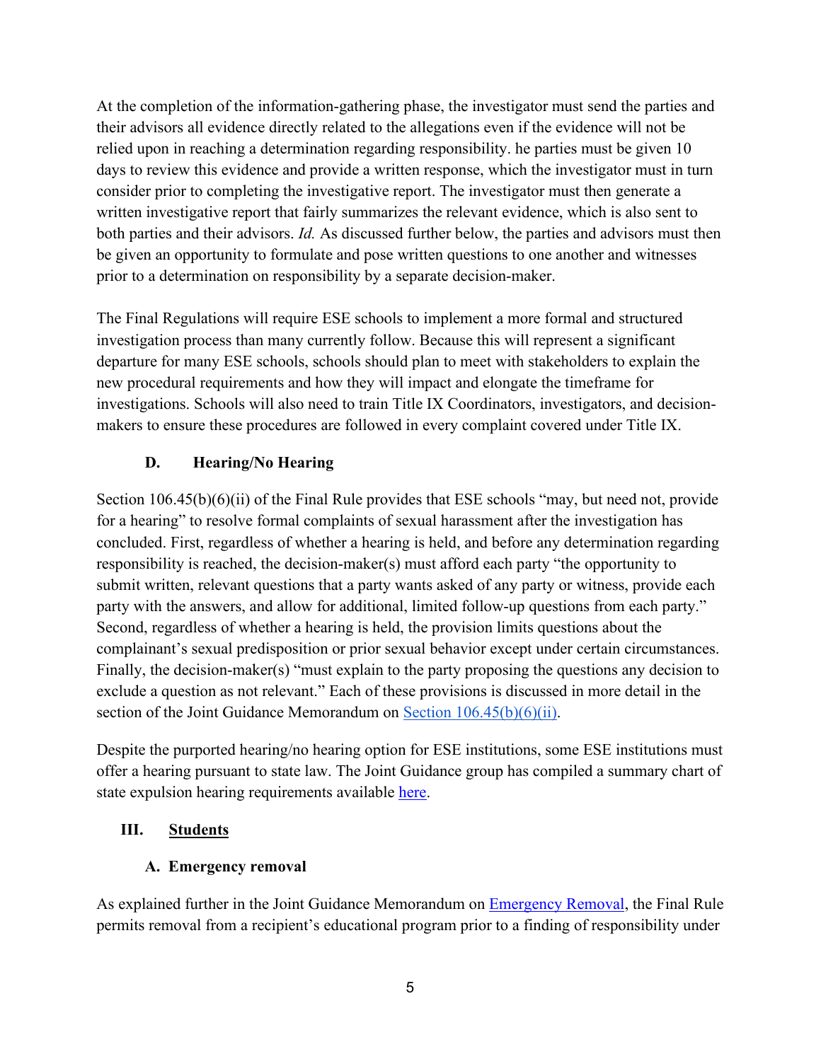At the completion of the information-gathering phase, the investigator must send the parties and their advisors all evidence directly related to the allegations even if the evidence will not be relied upon in reaching a determination regarding responsibility. he parties must be given 10 days to review this evidence and provide a written response, which the investigator must in turn consider prior to completing the investigative report. The investigator must then generate a written investigative report that fairly summarizes the relevant evidence, which is also sent to both parties and their advisors. *Id.* As discussed further below, the parties and advisors must then be given an opportunity to formulate and pose written questions to one another and witnesses prior to a determination on responsibility by a separate decision-maker.

The Final Regulations will require ESE schools to implement a more formal and structured investigation process than many currently follow. Because this will represent a significant departure for many ESE schools, schools should plan to meet with stakeholders to explain the new procedural requirements and how they will impact and elongate the timeframe for investigations. Schools will also need to train Title IX Coordinators, investigators, and decision-makers to ensure these procedures are followed in every complaint covered under Title IX.

### D. Hearing/No Hearing

Section 106.45(b)(6)(ii) of the Final Rule provides that ESE schools "may, but need not, provide for a hearing" to resolve formal complaints of sexual harassment after the investigation has concluded. First, regardless of whether a hearing is held, and before any determination regarding responsibility is reached, the decision-maker(s) must afford each party "the opportunity to submit written, relevant questions that a party wants asked of any party or witness, provide each party with the answers, and allow for additional, limited follow-up questions from each party." Second, regardless of whether a hearing is held, the provision limits questions about the complainant's sexual predisposition or prior sexual behavior except under certain circumstances. Finally, the decision-maker(s) "must explain to the party proposing the questions any decision to exclude a question as not relevant." Each of these provisions is discussed in more detail in the section of the Joint Guidance Memorandum on Section 106.45(b)(6)(ii).

Despite the purported hearing/no hearing option for ESE institutions, some ESE institutions must offer a hearing pursuant to state law. The Joint Guidance group has compiled a summary chart of state expulsion hearing requirements available here.

## III. Students

### A. Emergency removal

As explained further in the Joint Guidance Memorandum on Emergency Removal, the Final Rule permits removal from a recipient's educational program prior to a finding of responsibility under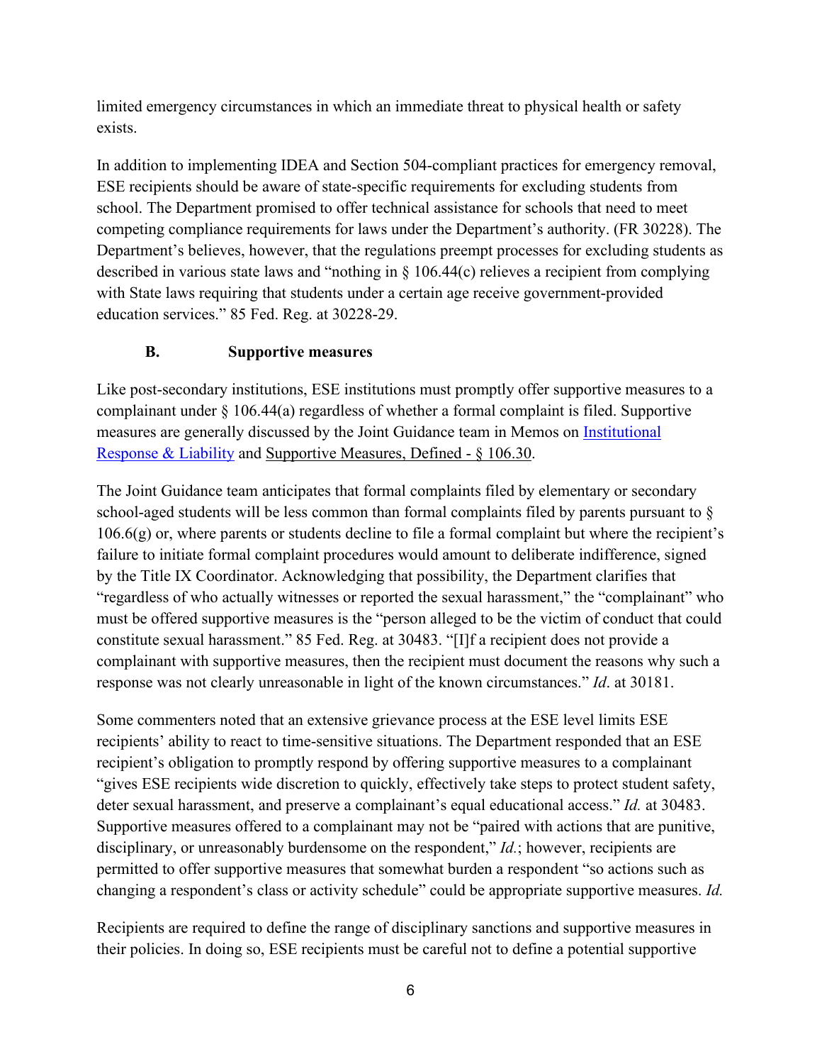limited emergency circumstances in which an immediate threat to physical health or safety exists.

In addition to implementing IDEA and Section 504-compliant practices for emergency removal, ESE recipients should be aware of state-specific requirements for excluding students from school. The Department promised to offer technical assistance for schools that need to meet competing compliance requirements for laws under the Department's authority. (FR 30228). The Department's believes, however, that the regulations preempt processes for excluding students as described in various state laws and "nothing in § 106.44(c) relieves a recipient from complying with State laws requiring that students under a certain age receive government-provided education services." 85 Fed. Reg. at 30228-29.

### B. Supportive measures

Like post-secondary institutions, ESE institutions must promptly offer supportive measures to a complainant under § 106.44(a) regardless of whether a formal complaint is filed. Supportive measures are generally discussed by the Joint Guidance team in Memos on [Institutional Response & Liability]() and Supportive Measures, Defined - § 106.30.

The Joint Guidance team anticipates that formal complaints filed by elementary or secondary school-aged students will be less common than formal complaints filed by parents pursuant to § 106.6(g) or, where parents or students decline to file a formal complaint but where the recipient's failure to initiate formal complaint procedures would amount to deliberate indifference, signed by the Title IX Coordinator. Acknowledging that possibility, the Department clarifies that "regardless of who actually witnesses or reported the sexual harassment," the "complainant" who must be offered supportive measures is the "person alleged to be the victim of conduct that could constitute sexual harassment." 85 Fed. Reg. at 30483. "[I]f a recipient does not provide a complainant with supportive measures, then the recipient must document the reasons why such a response was not clearly unreasonable in light of the known circumstances." *Id*. at 30181.

Some commenters noted that an extensive grievance process at the ESE level limits ESE recipients' ability to react to time-sensitive situations. The Department responded that an ESE recipient's obligation to promptly respond by offering supportive measures to a complainant "gives ESE recipients wide discretion to quickly, effectively take steps to protect student safety, deter sexual harassment, and preserve a complainant's equal educational access." *Id.* at 30483. Supportive measures offered to a complainant may not be "paired with actions that are punitive, disciplinary, or unreasonably burdensome on the respondent," *Id.*; however, recipients are permitted to offer supportive measures that somewhat burden a respondent "so actions such as changing a respondent's class or activity schedule" could be appropriate supportive measures. *Id.*

Recipients are required to define the range of disciplinary sanctions and supportive measures in their policies. In doing so, ESE recipients must be careful not to define a potential supportive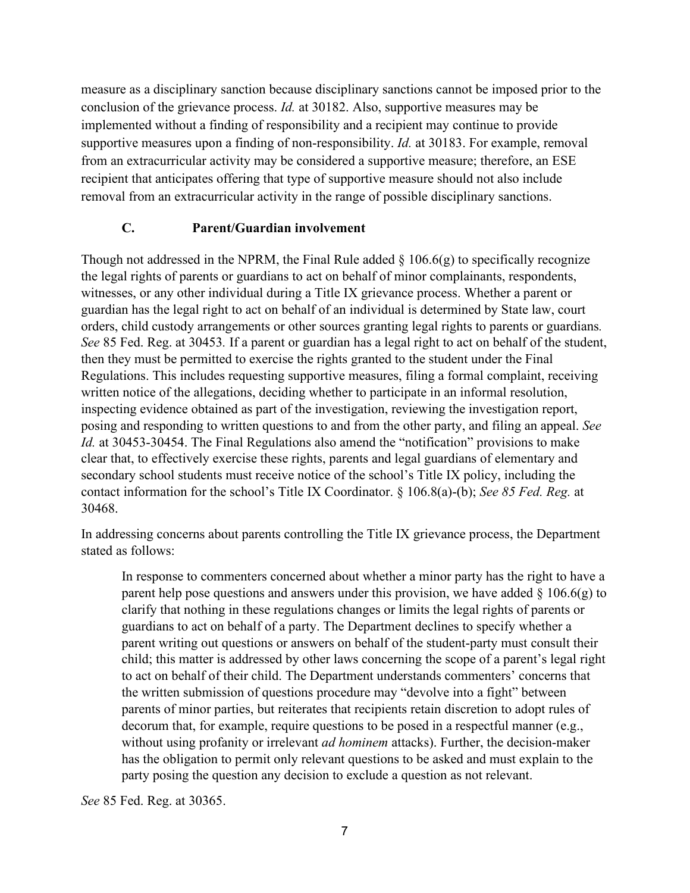measure as a disciplinary sanction because disciplinary sanctions cannot be imposed prior to the conclusion of the grievance process. *Id.* at 30182. Also, supportive measures may be implemented without a finding of responsibility and a recipient may continue to provide supportive measures upon a finding of non-responsibility. *Id.* at 30183. For example, removal from an extracurricular activity may be considered a supportive measure; therefore, an ESE recipient that anticipates offering that type of supportive measure should not also include removal from an extracurricular activity in the range of possible disciplinary sanctions.

### C. Parent/Guardian involvement

Though not addressed in the NPRM, the Final Rule added § 106.6(g) to specifically recognize the legal rights of parents or guardians to act on behalf of minor complainants, respondents, witnesses, or any other individual during a Title IX grievance process. Whether a parent or guardian has the legal right to act on behalf of an individual is determined by State law, court orders, child custody arrangements or other sources granting legal rights to parents or guardians. *See* 85 Fed. Reg. at 30453. If a parent or guardian has a legal right to act on behalf of the student, then they must be permitted to exercise the rights granted to the student under the Final Regulations. This includes requesting supportive measures, filing a formal complaint, receiving written notice of the allegations, deciding whether to participate in an informal resolution, inspecting evidence obtained as part of the investigation, reviewing the investigation report, posing and responding to written questions to and from the other party, and filing an appeal. *See Id.* at 30453-30454. The Final Regulations also amend the "notification" provisions to make clear that, to effectively exercise these rights, parents and legal guardians of elementary and secondary school students must receive notice of the school's Title IX policy, including the contact information for the school's Title IX Coordinator. § 106.8(a)-(b); *See 85 Fed. Reg.* at 30468.

In addressing concerns about parents controlling the Title IX grievance process, the Department stated as follows:

> In response to commenters concerned about whether a minor party has the right to have a parent help pose questions and answers under this provision, we have added § 106.6(g) to clarify that nothing in these regulations changes or limits the legal rights of parents or guardians to act on behalf of a party. The Department declines to specify whether a parent writing out questions or answers on behalf of the student-party must consult their child; this matter is addressed by other laws concerning the scope of a parent's legal right to act on behalf of their child. The Department understands commenters' concerns that the written submission of questions procedure may "devolve into a fight" between parents of minor parties, but reiterates that recipients retain discretion to adopt rules of decorum that, for example, require questions to be posed in a respectful manner (e.g., without using profanity or irrelevant *ad hominem* attacks). Further, the decision-maker has the obligation to permit only relevant questions to be asked and must explain to the party posing the question any decision to exclude a question as not relevant.

*See* 85 Fed. Reg. at 30365.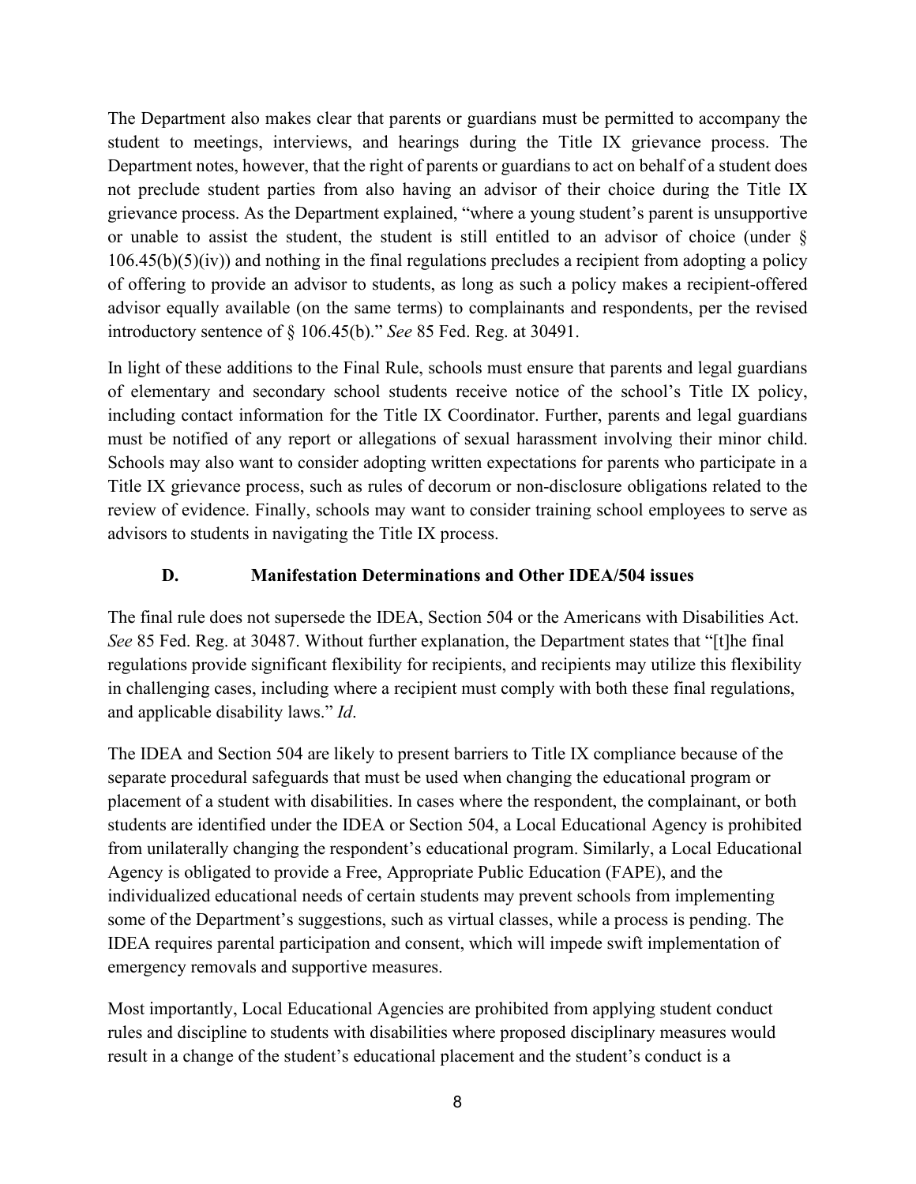The Department also makes clear that parents or guardians must be permitted to accompany the student to meetings, interviews, and hearings during the Title IX grievance process. The Department notes, however, that the right of parents or guardians to act on behalf of a student does not preclude student parties from also having an advisor of their choice during the Title IX grievance process. As the Department explained, "where a young student's parent is unsupportive or unable to assist the student, the student is still entitled to an advisor of choice (under § 106.45(b)(5)(iv)) and nothing in the final regulations precludes a recipient from adopting a policy of offering to provide an advisor to students, as long as such a policy makes a recipient-offered advisor equally available (on the same terms) to complainants and respondents, per the revised introductory sentence of § 106.45(b)." *See* 85 Fed. Reg. at 30491.

In light of these additions to the Final Rule, schools must ensure that parents and legal guardians of elementary and secondary school students receive notice of the school's Title IX policy, including contact information for the Title IX Coordinator. Further, parents and legal guardians must be notified of any report or allegations of sexual harassment involving their minor child. Schools may also want to consider adopting written expectations for parents who participate in a Title IX grievance process, such as rules of decorum or non-disclosure obligations related to the review of evidence. Finally, schools may want to consider training school employees to serve as advisors to students in navigating the Title IX process.

### D. Manifestation Determinations and Other IDEA/504 issues

The final rule does not supersede the IDEA, Section 504 or the Americans with Disabilities Act. *See* 85 Fed. Reg. at 30487. Without further explanation, the Department states that "[t]he final regulations provide significant flexibility for recipients, and recipients may utilize this flexibility in challenging cases, including where a recipient must comply with both these final regulations, and applicable disability laws." *Id*.

The IDEA and Section 504 are likely to present barriers to Title IX compliance because of the separate procedural safeguards that must be used when changing the educational program or placement of a student with disabilities. In cases where the respondent, the complainant, or both students are identified under the IDEA or Section 504, a Local Educational Agency is prohibited from unilaterally changing the respondent's educational program. Similarly, a Local Educational Agency is obligated to provide a Free, Appropriate Public Education (FAPE), and the individualized educational needs of certain students may prevent schools from implementing some of the Department's suggestions, such as virtual classes, while a process is pending. The IDEA requires parental participation and consent, which will impede swift implementation of emergency removals and supportive measures.

Most importantly, Local Educational Agencies are prohibited from applying student conduct rules and discipline to students with disabilities where proposed disciplinary measures would result in a change of the student's educational placement and the student's conduct is a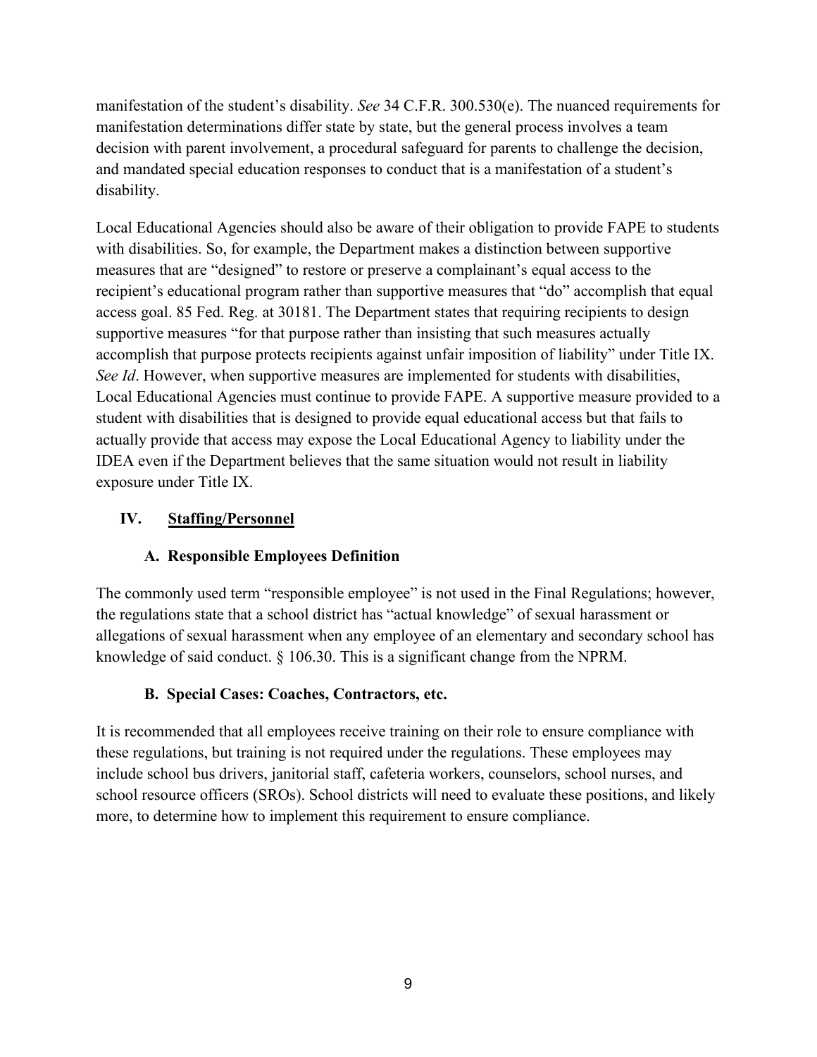manifestation of the student's disability. *See* 34 C.F.R. 300.530(e). The nuanced requirements for manifestation determinations differ state by state, but the general process involves a team decision with parent involvement, a procedural safeguard for parents to challenge the decision, and mandated special education responses to conduct that is a manifestation of a student's disability.

Local Educational Agencies should also be aware of their obligation to provide FAPE to students with disabilities. So, for example, the Department makes a distinction between supportive measures that are "designed" to restore or preserve a complainant's equal access to the recipient's educational program rather than supportive measures that "do" accomplish that equal access goal. 85 Fed. Reg. at 30181. The Department states that requiring recipients to design supportive measures "for that purpose rather than insisting that such measures actually accomplish that purpose protects recipients against unfair imposition of liability" under Title IX. *See Id*. However, when supportive measures are implemented for students with disabilities, Local Educational Agencies must continue to provide FAPE. A supportive measure provided to a student with disabilities that is designed to provide equal educational access but that fails to actually provide that access may expose the Local Educational Agency to liability under the IDEA even if the Department believes that the same situation would not result in liability exposure under Title IX.

## IV. Staffing/Personnel

### A. Responsible Employees Definition

The commonly used term "responsible employee" is not used in the Final Regulations; however, the regulations state that a school district has "actual knowledge" of sexual harassment or allegations of sexual harassment when any employee of an elementary and secondary school has knowledge of said conduct. § 106.30. This is a significant change from the NPRM.

### B. Special Cases: Coaches, Contractors, etc.

It is recommended that all employees receive training on their role to ensure compliance with these regulations, but training is not required under the regulations. These employees may include school bus drivers, janitorial staff, cafeteria workers, counselors, school nurses, and school resource officers (SROs). School districts will need to evaluate these positions, and likely more, to determine how to implement this requirement to ensure compliance.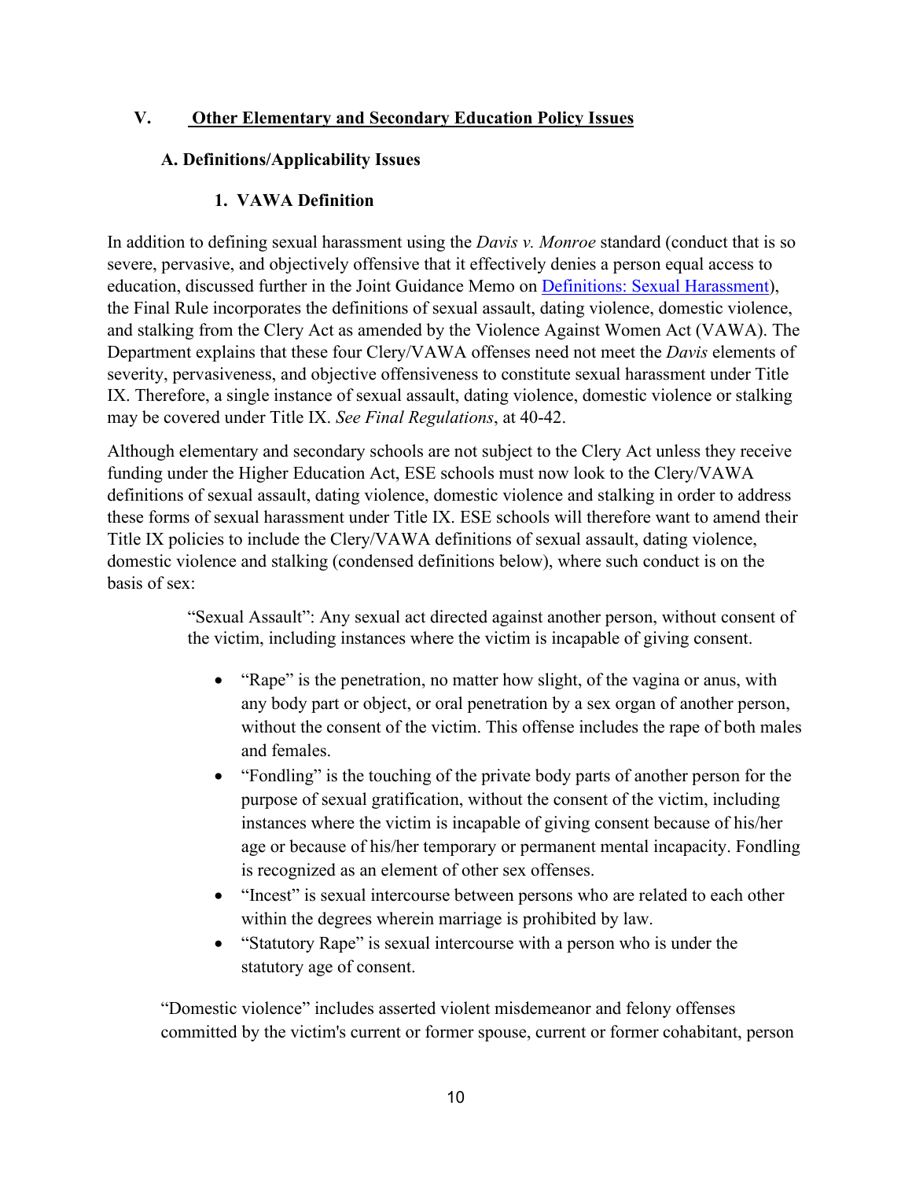## V. Other Elementary and Secondary Education Policy Issues

### A. Definitions/Applicability Issues

#### 1. VAWA Definition

In addition to defining sexual harassment using the *Davis v. Monroe* standard (conduct that is so severe, pervasive, and objectively offensive that it effectively denies a person equal access to education, discussed further in the Joint Guidance Memo on [Definitions: Sexual Harassment]), the Final Rule incorporates the definitions of sexual assault, dating violence, domestic violence, and stalking from the Clery Act as amended by the Violence Against Women Act (VAWA). The Department explains that these four Clery/VAWA offenses need not meet the *Davis* elements of severity, pervasiveness, and objective offensiveness to constitute sexual harassment under Title IX. Therefore, a single instance of sexual assault, dating violence, domestic violence or stalking may be covered under Title IX. *See Final Regulations*, at 40-42.

Although elementary and secondary schools are not subject to the Clery Act unless they receive funding under the Higher Education Act, ESE schools must now look to the Clery/VAWA definitions of sexual assault, dating violence, domestic violence and stalking in order to address these forms of sexual harassment under Title IX. ESE schools will therefore want to amend their Title IX policies to include the Clery/VAWA definitions of sexual assault, dating violence, domestic violence and stalking (condensed definitions below), where such conduct is on the basis of sex:

> "Sexual Assault": Any sexual act directed against another person, without consent of the victim, including instances where the victim is incapable of giving consent.
>
> - "Rape" is the penetration, no matter how slight, of the vagina or anus, with any body part or object, or oral penetration by a sex organ of another person, without the consent of the victim. This offense includes the rape of both males and females.
> - "Fondling" is the touching of the private body parts of another person for the purpose of sexual gratification, without the consent of the victim, including instances where the victim is incapable of giving consent because of his/her age or because of his/her temporary or permanent mental incapacity. Fondling is recognized as an element of other sex offenses.
> - "Incest" is sexual intercourse between persons who are related to each other within the degrees wherein marriage is prohibited by law.
> - "Statutory Rape" is sexual intercourse with a person who is under the statutory age of consent.

"Domestic violence" includes asserted violent misdemeanor and felony offenses committed by the victim's current or former spouse, current or former cohabitant, person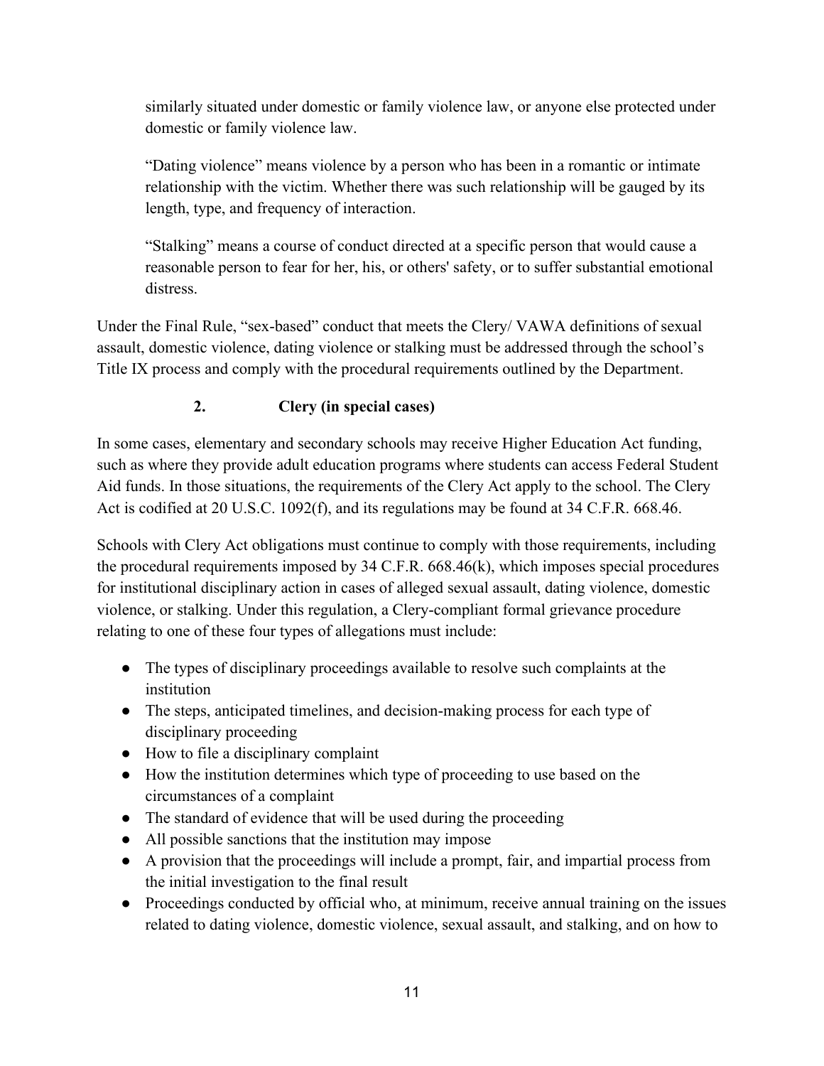similarly situated under domestic or family violence law, or anyone else protected under domestic or family violence law.

> "Dating violence" means violence by a person who has been in a romantic or intimate relationship with the victim. Whether there was such relationship will be gauged by its length, type, and frequency of interaction.
>
> "Stalking" means a course of conduct directed at a specific person that would cause a reasonable person to fear for her, his, or others' safety, or to suffer substantial emotional distress.

Under the Final Rule, "sex-based" conduct that meets the Clery/ VAWA definitions of sexual assault, domestic violence, dating violence or stalking must be addressed through the school's Title IX process and comply with the procedural requirements outlined by the Department.

### 2. Clery (in special cases)

In some cases, elementary and secondary schools may receive Higher Education Act funding, such as where they provide adult education programs where students can access Federal Student Aid funds. In those situations, the requirements of the Clery Act apply to the school. The Clery Act is codified at 20 U.S.C. 1092(f), and its regulations may be found at 34 C.F.R. 668.46.

Schools with Clery Act obligations must continue to comply with those requirements, including the procedural requirements imposed by 34 C.F.R. 668.46(k), which imposes special procedures for institutional disciplinary action in cases of alleged sexual assault, dating violence, domestic violence, or stalking. Under this regulation, a Clery-compliant formal grievance procedure relating to one of these four types of allegations must include:

- The types of disciplinary proceedings available to resolve such complaints at the institution
- The steps, anticipated timelines, and decision-making process for each type of disciplinary proceeding
- How to file a disciplinary complaint
- How the institution determines which type of proceeding to use based on the circumstances of a complaint
- The standard of evidence that will be used during the proceeding
- All possible sanctions that the institution may impose
- A provision that the proceedings will include a prompt, fair, and impartial process from the initial investigation to the final result
- Proceedings conducted by official who, at minimum, receive annual training on the issues related to dating violence, domestic violence, sexual assault, and stalking, and on how to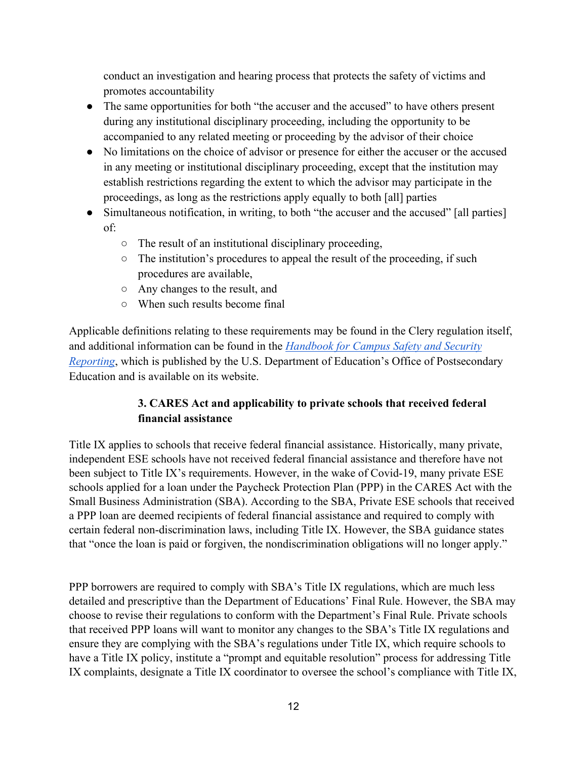conduct an investigation and hearing process that protects the safety of victims and promotes accountability

- The same opportunities for both “the accuser and the accused” to have others present during any institutional disciplinary proceeding, including the opportunity to be accompanied to any related meeting or proceeding by the advisor of their choice
- No limitations on the choice of advisor or presence for either the accuser or the accused in any meeting or institutional disciplinary proceeding, except that the institution may establish restrictions regarding the extent to which the advisor may participate in the proceedings, as long as the restrictions apply equally to both [all] parties
- Simultaneous notification, in writing, to both “the accuser and the accused” [all parties] of:
  - The result of an institutional disciplinary proceeding,
  - The institution’s procedures to appeal the result of the proceeding, if such procedures are available,
  - Any changes to the result, and
  - When such results become final

Applicable definitions relating to these requirements may be found in the Clery regulation itself, and additional information can be found in the *Handbook for Campus Safety and Security Reporting*, which is published by the U.S. Department of Education’s Office of Postsecondary Education and is available on its website.

### 3. CARES Act and applicability to private schools that received federal financial assistance

Title IX applies to schools that receive federal financial assistance. Historically, many private, independent ESE schools have not received federal financial assistance and therefore have not been subject to Title IX’s requirements. However, in the wake of Covid-19, many private ESE schools applied for a loan under the Paycheck Protection Plan (PPP) in the CARES Act with the Small Business Administration (SBA). According to the SBA, Private ESE schools that received a PPP loan are deemed recipients of federal financial assistance and required to comply with certain federal non-discrimination laws, including Title IX. However, the SBA guidance states that “once the loan is paid or forgiven, the nondiscrimination obligations will no longer apply.”

PPP borrowers are required to comply with SBA’s Title IX regulations, which are much less detailed and prescriptive than the Department of Educations’ Final Rule. However, the SBA may choose to revise their regulations to conform with the Department’s Final Rule. Private schools that received PPP loans will want to monitor any changes to the SBA’s Title IX regulations and ensure they are complying with the SBA’s regulations under Title IX, which require schools to have a Title IX policy, institute a “prompt and equitable resolution” process for addressing Title IX complaints, designate a Title IX coordinator to oversee the school’s compliance with Title IX,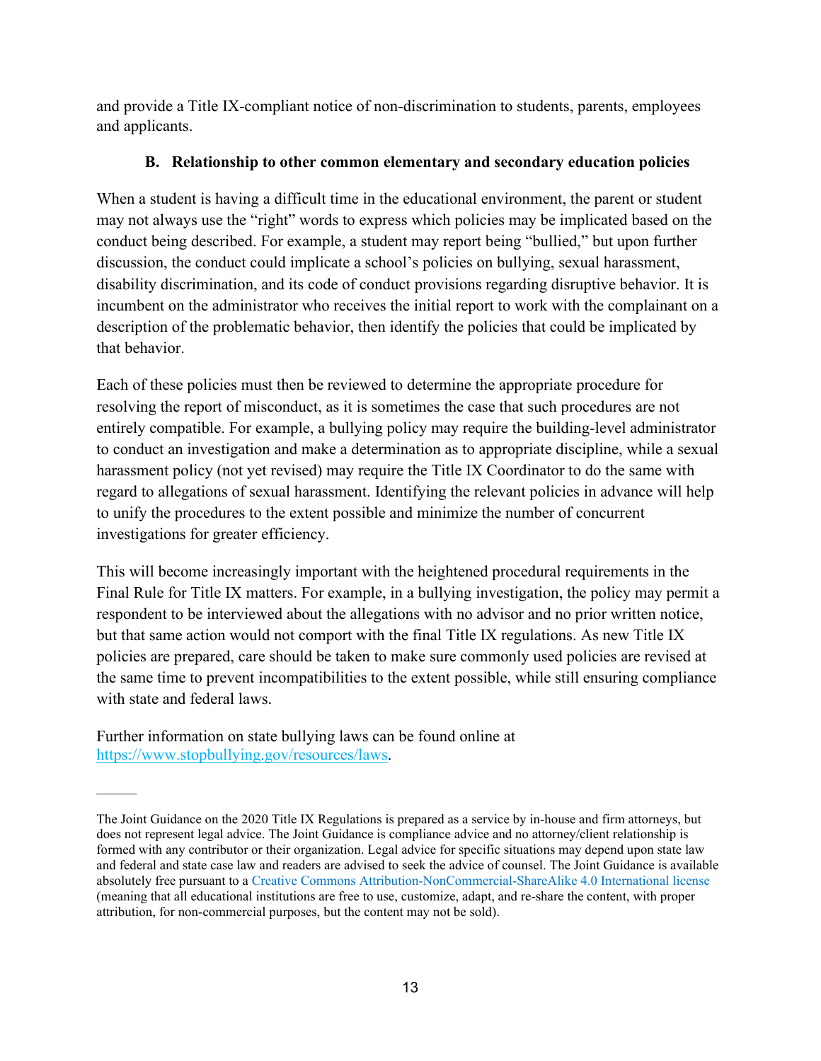and provide a Title IX-compliant notice of non-discrimination to students, parents, employees and applicants.

### B. Relationship to other common elementary and secondary education policies

When a student is having a difficult time in the educational environment, the parent or student may not always use the "right" words to express which policies may be implicated based on the conduct being described. For example, a student may report being "bullied," but upon further discussion, the conduct could implicate a school's policies on bullying, sexual harassment, disability discrimination, and its code of conduct provisions regarding disruptive behavior. It is incumbent on the administrator who receives the initial report to work with the complainant on a description of the problematic behavior, then identify the policies that could be implicated by that behavior.

Each of these policies must then be reviewed to determine the appropriate procedure for resolving the report of misconduct, as it is sometimes the case that such procedures are not entirely compatible. For example, a bullying policy may require the building-level administrator to conduct an investigation and make a determination as to appropriate discipline, while a sexual harassment policy (not yet revised) may require the Title IX Coordinator to do the same with regard to allegations of sexual harassment. Identifying the relevant policies in advance will help to unify the procedures to the extent possible and minimize the number of concurrent investigations for greater efficiency.

This will become increasingly important with the heightened procedural requirements in the Final Rule for Title IX matters. For example, in a bullying investigation, the policy may permit a respondent to be interviewed about the allegations with no advisor and no prior written notice, but that same action would not comport with the final Title IX regulations. As new Title IX policies are prepared, care should be taken to make sure commonly used policies are revised at the same time to prevent incompatibilities to the extent possible, while still ensuring compliance with state and federal laws.

Further information on state bullying laws can be found online at https://www.stopbullying.gov/resources/laws.

---

The Joint Guidance on the 2020 Title IX Regulations is prepared as a service by in-house and firm attorneys, but does not represent legal advice. The Joint Guidance is compliance advice and no attorney/client relationship is formed with any contributor or their organization. Legal advice for specific situations may depend upon state law and federal and state case law and readers are advised to seek the advice of counsel. The Joint Guidance is available absolutely free pursuant to a Creative Commons Attribution-NonCommercial-ShareAlike 4.0 International license (meaning that all educational institutions are free to use, customize, adapt, and re-share the content, with proper attribution, for non-commercial purposes, but the content may not be sold).